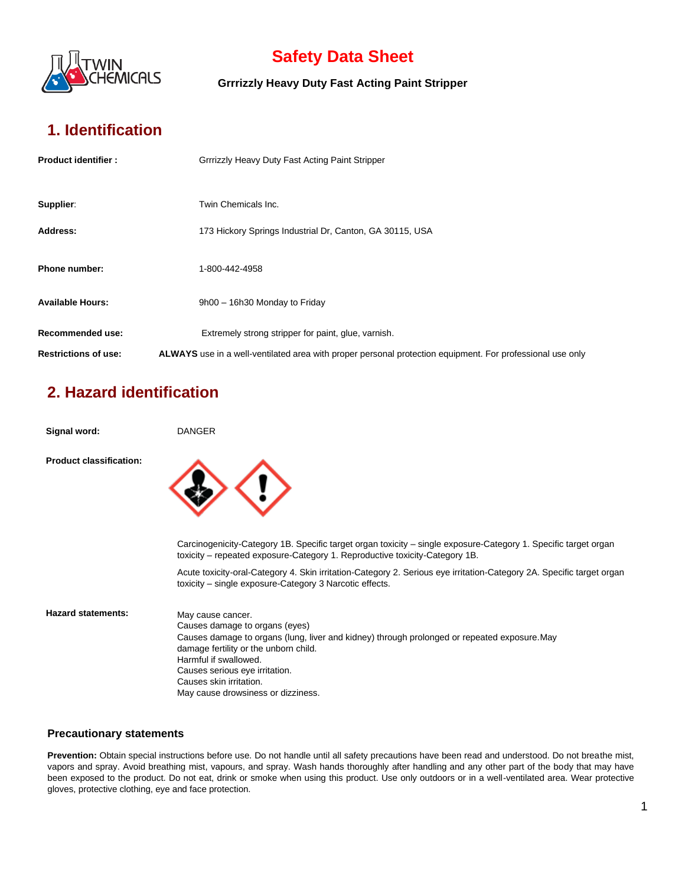# Safety Data Sheet

**Grrrizzly Heavy Duty Fast Acting Paint Stripper**

## 1. Identification

**Product identifier :** Grrrizzly Heavy Duty Fast Acting Paint Stripper

**Supplier**: Twin Chemicals Inc.

**Address:** 173 Hickory Springs Industrial Dr, Canton, GA 30115, USA

**Phone number:** 1-800-442-4958

**Available Hours:** 9h00 – 16h30 Monday to Friday

**Recommended use:** Extremely strong stripper for paint, glue, varnish.

**Restrictions of use:** **ALWAYS** use in a well-ventilated area with proper personal protection equipment. For professional use only

## 2. Hazard identification

**Signal word:** DANGER

**Product classification:**

Carcinogenicity-Category 1B. Specific target organ toxicity – single exposure-Category 1. Specific target organ toxicity – repeated exposure-Category 1. Reproductive toxicity-Category 1B.

Acute toxicity-oral-Category 4. Skin irritation-Category 2. Serious eye irritation-Category 2A. Specific target organ toxicity – single exposure-Category 3 Narcotic effects.

**Hazard statements:**

May cause cancer.
Causes damage to organs (eyes)
Causes damage to organs (lung, liver and kidney) through prolonged or repeated exposure.May damage fertility or the unborn child.
Harmful if swallowed.
Causes serious eye irritation.
Causes skin irritation.
May cause drowsiness or dizziness.

### Precautionary statements

**Prevention:** Obtain special instructions before use. Do not handle until all safety precautions have been read and understood. Do not breathe mist, vapors and spray. Avoid breathing mist, vapours, and spray. Wash hands thoroughly after handling and any other part of the body that may have been exposed to the product. Do not eat, drink or smoke when using this product. Use only outdoors or in a well-ventilated area. Wear protective gloves, protective clothing, eye and face protection.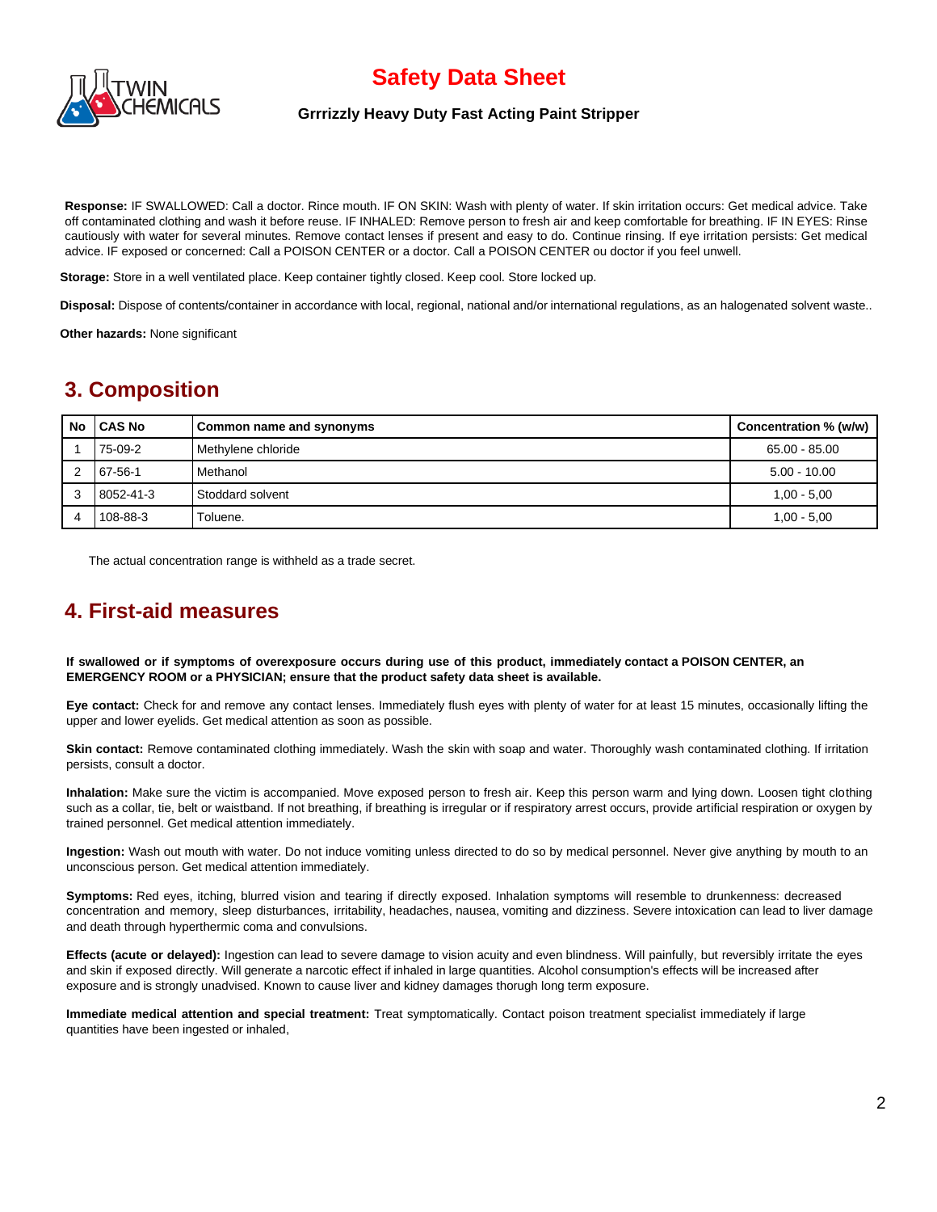**Response:** IF SWALLOWED: Call a doctor. Rinse mouth. IF ON SKIN: Wash with plenty of water. If skin irritation occurs: Get medical advice. Take off contaminated clothing and wash it before reuse. IF INHALED: Remove person to fresh air and keep comfortable for breathing. IF IN EYES: Rinse cautiously with water for several minutes. Remove contact lenses if present and easy to do. Continue rinsing. If eye irritation persists: Get medical advice. IF exposed or concerned: Call a POISON CENTER or a doctor. Call a POISON CENTER ou doctor if you feel unwell.

**Storage:** Store in a well ventilated place. Keep container tightly closed. Keep cool. Store locked up.

**Disposal:** Dispose of contents/container in accordance with local, regional, national and/or international regulations, as an halogenated solvent waste..

**Other hazards:** None significant

## 3. Composition

| No | CAS No | Common name and synonyms | Concentration % (w/w) |
|---|---|---|---|
| 1 | 75-09-2 | Methylene chloride | 65.00 - 85.00 |
| 2 | 67-56-1 | Methanol | 5.00 - 10.00 |
| 3 | 8052-41-3 | Stoddard solvent | 1,00 - 5,00 |
| 4 | 108-88-3 | Toluene. | 1,00 - 5,00 |

The actual concentration range is withheld as a trade secret.

## 4. First-aid measures

**If swallowed or if symptoms of overexposure occurs during use of this product, immediately contact a POISON CENTER, an EMERGENCY ROOM or a PHYSICIAN; ensure that the product safety data sheet is available.**

**Eye contact:** Check for and remove any contact lenses. Immediately flush eyes with plenty of water for at least 15 minutes, occasionally lifting the upper and lower eyelids. Get medical attention as soon as possible.

**Skin contact:** Remove contaminated clothing immediately. Wash the skin with soap and water. Thoroughly wash contaminated clothing. If irritation persists, consult a doctor.

**Inhalation:** Make sure the victim is accompanied. Move exposed person to fresh air. Keep this person warm and lying down. Loosen tight clothing such as a collar, tie, belt or waistband. If not breathing, if breathing is irregular or if respiratory arrest occurs, provide artificial respiration or oxygen by trained personnel. Get medical attention immediately.

**Ingestion:** Wash out mouth with water. Do not induce vomiting unless directed to do so by medical personnel. Never give anything by mouth to an unconscious person. Get medical attention immediately.

**Symptoms:** Red eyes, itching, blurred vision and tearing if directly exposed. Inhalation symptoms will resemble to drunkenness: decreased concentration and memory, sleep disturbances, irritability, headaches, nausea, vomiting and dizziness. Severe intoxication can lead to liver damage and death through hyperthermic coma and convulsions.

**Effects (acute or delayed):** Ingestion can lead to severe damage to vision acuity and even blindness. Will painfully, but reversibly irritate the eyes and skin if exposed directly. Will generate a narcotic effect if inhaled in large quantities. Alcohol consumption's effects will be increased after exposure and is strongly unadvised. Known to cause liver and kidney damages thorugh long term exposure.

**Immediate medical attention and special treatment:** Treat symptomatically. Contact poison treatment specialist immediately if large quantities have been ingested or inhaled,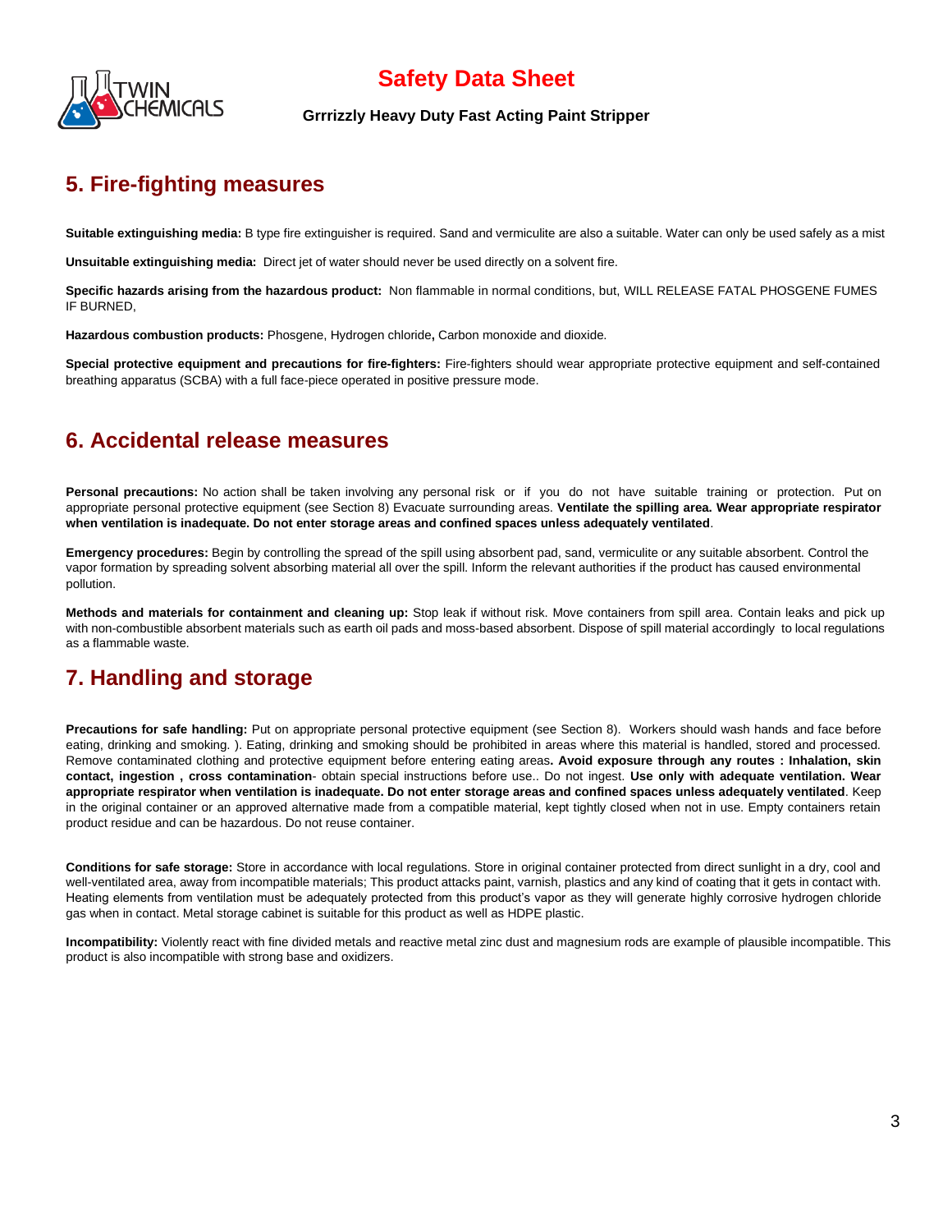## 5. Fire-fighting measures

**Suitable extinguishing media:** B type fire extinguisher is required. Sand and vermiculite are also a suitable. Water can only be used safely as a mist

**Unsuitable extinguishing media:** Direct jet of water should never be used directly on a solvent fire.

**Specific hazards arising from the hazardous product:** Non flammable in normal conditions, but, WILL RELEASE FATAL PHOSGENE FUMES IF BURNED,

**Hazardous combustion products:** Phosgene, Hydrogen chloride**,** Carbon monoxide and dioxide.

**Special protective equipment and precautions for fire-fighters:** Fire-fighters should wear appropriate protective equipment and self-contained breathing apparatus (SCBA) with a full face-piece operated in positive pressure mode.

## 6. Accidental release measures

**Personal precautions:** No action shall be taken involving any personal risk or if you do not have suitable training or protection. Put on appropriate personal protective equipment (see Section 8) Evacuate surrounding areas. **Ventilate the spilling area. Wear appropriate respirator when ventilation is inadequate. Do not enter storage areas and confined spaces unless adequately ventilated**.

**Emergency procedures:** Begin by controlling the spread of the spill using absorbent pad, sand, vermiculite or any suitable absorbent. Control the vapor formation by spreading solvent absorbing material all over the spill. Inform the relevant authorities if the product has caused environmental pollution.

**Methods and materials for containment and cleaning up:** Stop leak if without risk. Move containers from spill area. Contain leaks and pick up with non-combustible absorbent materials such as earth oil pads and moss-based absorbent. Dispose of spill material accordingly to local regulations as a flammable waste.

## 7. Handling and storage

**Precautions for safe handling:** Put on appropriate personal protective equipment (see Section 8). Workers should wash hands and face before eating, drinking and smoking. ). Eating, drinking and smoking should be prohibited in areas where this material is handled, stored and processed. Remove contaminated clothing and protective equipment before entering eating areas**. Avoid exposure through any routes : Inhalation, skin contact, ingestion , cross contamination**- obtain special instructions before use.. Do not ingest. **Use only with adequate ventilation. Wear appropriate respirator when ventilation is inadequate. Do not enter storage areas and confined spaces unless adequately ventilated**. Keep in the original container or an approved alternative made from a compatible material, kept tightly closed when not in use. Empty containers retain product residue and can be hazardous. Do not reuse container.

**Conditions for safe storage:** Store in accordance with local regulations. Store in original container protected from direct sunlight in a dry, cool and well-ventilated area, away from incompatible materials; This product attacks paint, varnish, plastics and any kind of coating that it gets in contact with. Heating elements from ventilation must be adequately protected from this product's vapor as they will generate highly corrosive hydrogen chloride gas when in contact. Metal storage cabinet is suitable for this product as well as HDPE plastic.

**Incompatibility:** Violently react with fine divided metals and reactive metal zinc dust and magnesium rods are example of plausible incompatible. This product is also incompatible with strong base and oxidizers.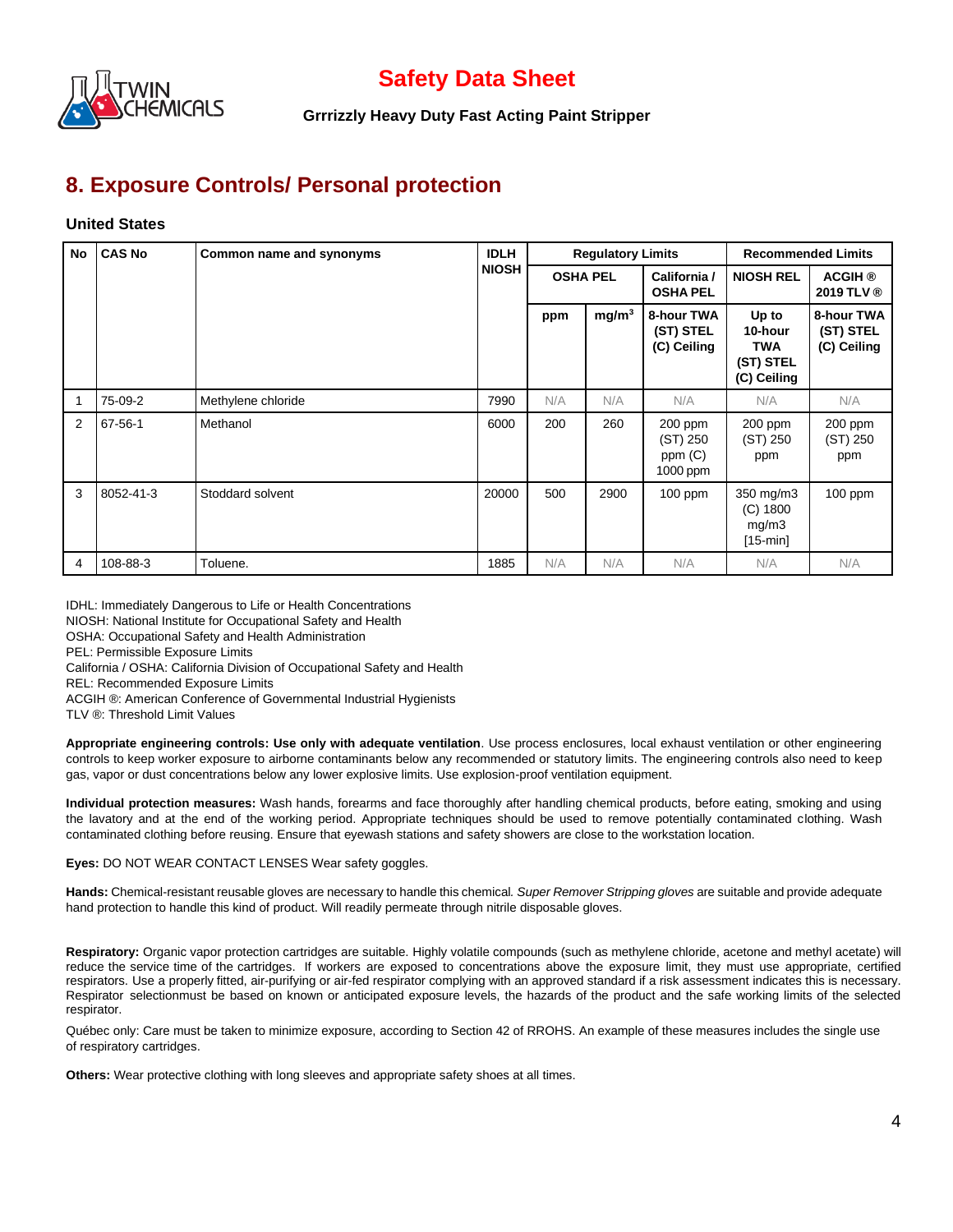## 8. Exposure Controls/ Personal protection

**United States**

| No | CAS No | Common name and synonyms | IDLH NIOSH | Regulatory Limits | | | Recommended Limits | |
|---|---|---|---|---|---|---|---|---|
| | | | | OSHA PEL | | California / OSHA PEL | NIOSH REL | ACGIH ® 2019 TLV ® |
| | | | | ppm | mg/m$^3$ | 8-hour TWA (ST) STEL (C) Ceiling | Up to 10-hour TWA (ST) STEL (C) Ceiling | 8-hour TWA (ST) STEL (C) Ceiling |
| 1 | 75-09-2 | Methylene chloride | 7990 | N/A | N/A | N/A | N/A | N/A |
| 2 | 67-56-1 | Methanol | 6000 | 200 | 260 | 200 ppm (ST) 250 ppm (C) 1000 ppm | 200 ppm (ST) 250 ppm | 200 ppm (ST) 250 ppm |
| 3 | 8052-41-3 | Stoddard solvent | 20000 | 500 | 2900 | 100 ppm | 350 mg/m3 (C) 1800 mg/m3 [15-min] | 100 ppm |
| 4 | 108-88-3 | Toluene. | 1885 | N/A | N/A | N/A | N/A | N/A |

IDHL: Immediately Dangerous to Life or Health Concentrations
NIOSH: National Institute for Occupational Safety and Health
OSHA: Occupational Safety and Health Administration
PEL: Permissible Exposure Limits
California / OSHA: California Division of Occupational Safety and Health
REL: Recommended Exposure Limits
ACGIH ®: American Conference of Governmental Industrial Hygienists
TLV ®: Threshold Limit Values

**Appropriate engineering controls: Use only with adequate ventilation**. Use process enclosures, local exhaust ventilation or other engineering controls to keep worker exposure to airborne contaminants below any recommended or statutory limits. The engineering controls also need to keep gas, vapor or dust concentrations below any lower explosive limits. Use explosion-proof ventilation equipment.

**Individual protection measures:** Wash hands, forearms and face thoroughly after handling chemical products, before eating, smoking and using the lavatory and at the end of the working period. Appropriate techniques should be used to remove potentially contaminated clothing. Wash contaminated clothing before reusing. Ensure that eyewash stations and safety showers are close to the workstation location.

**Eyes:** DO NOT WEAR CONTACT LENSES Wear safety goggles.

**Hands:** Chemical-resistant reusable gloves are necessary to handle this chemical. *Super Remover Stripping gloves* are suitable and provide adequate hand protection to handle this kind of product. Will readily permeate through nitrile disposable gloves.

**Respiratory:** Organic vapor protection cartridges are suitable. Highly volatile compounds (such as methylene chloride, acetone and methyl acetate) will reduce the service time of the cartridges. If workers are exposed to concentrations above the exposure limit, they must use appropriate, certified respirators. Use a properly fitted, air-purifying or air-fed respirator complying with an approved standard if a risk assessment indicates this is necessary. Respirator selectionmust be based on known or anticipated exposure levels, the hazards of the product and the safe working limits of the selected respirator.

Québec only: Care must be taken to minimize exposure, according to Section 42 of RROHS. An example of these measures includes the single use of respiratory cartridges.

**Others:** Wear protective clothing with long sleeves and appropriate safety shoes at all times.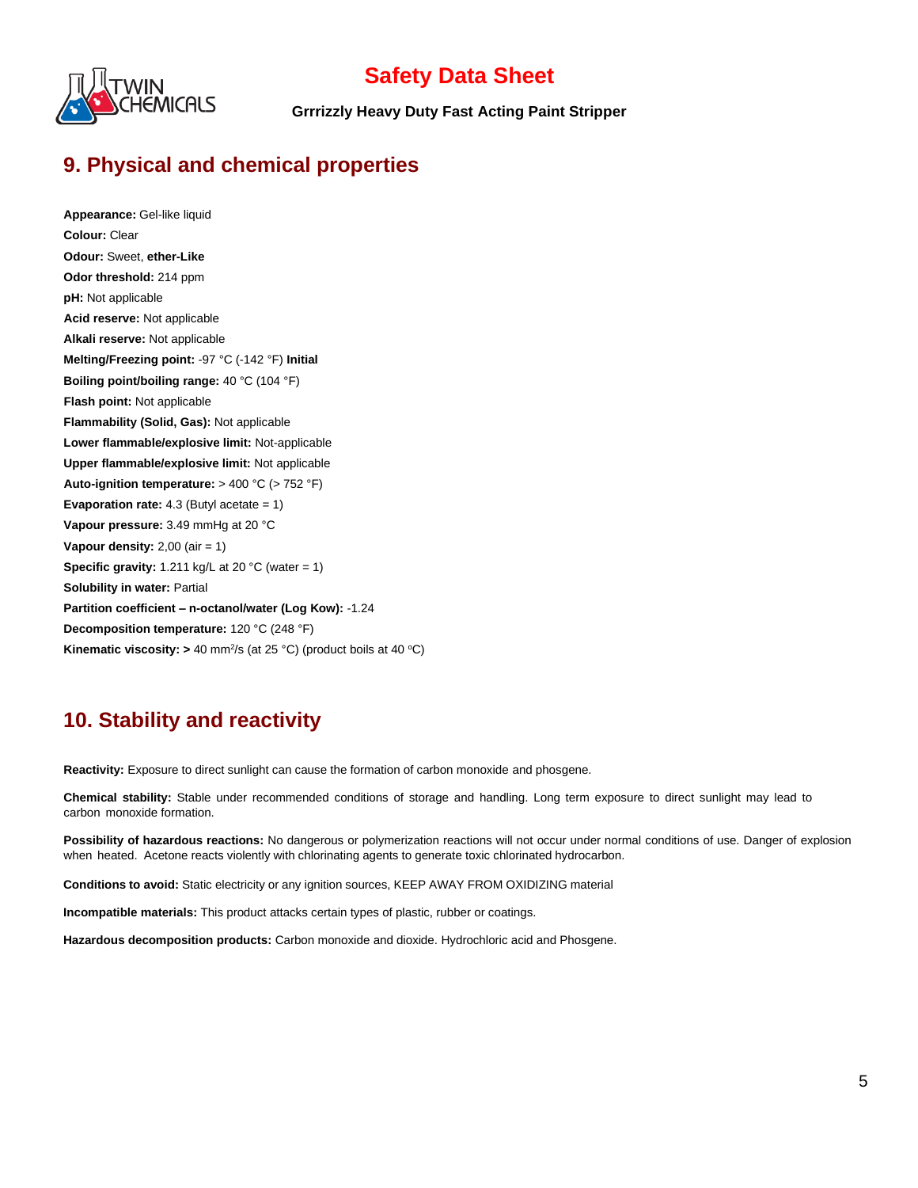## 9. Physical and chemical properties

**Appearance:** Gel-like liquid
**Colour:** Clear
**Odour:** Sweet, **ether-Like**
**Odor threshold:** 214 ppm
**pH:** Not applicable
**Acid reserve:** Not applicable
**Alkali reserve:** Not applicable
**Melting/Freezing point:** -97 °C (-142 °F) **Initial**
**Boiling point/boiling range:** 40 °C (104 °F)
**Flash point:** Not applicable
**Flammability (Solid, Gas):** Not applicable
**Lower flammable/explosive limit:** Not-applicable
**Upper flammable/explosive limit:** Not applicable
**Auto-ignition temperature:** > 400 °C (> 752 °F)
**Evaporation rate:** 4.3 (Butyl acetate = 1)
**Vapour pressure:** 3.49 mmHg at 20 °C
**Vapour density:** 2,00 (air = 1)
**Specific gravity:** 1.211 kg/L at 20 °C (water = 1)
**Solubility in water:** Partial
**Partition coefficient – n-octanol/water (Log Kow):** -1.24
**Decomposition temperature:** 120 °C (248 °F)
**Kinematic viscosity: >** 40 $mm^2/s$ (at 25 °C) (product boils at 40 °C)

## 10. Stability and reactivity

**Reactivity:** Exposure to direct sunlight can cause the formation of carbon monoxide and phosgene.

**Chemical stability:** Stable under recommended conditions of storage and handling. Long term exposure to direct sunlight may lead to carbon monoxide formation.

**Possibility of hazardous reactions:** No dangerous or polymerization reactions will not occur under normal conditions of use. Danger of explosion when heated. Acetone reacts violently with chlorinating agents to generate toxic chlorinated hydrocarbon.

**Conditions to avoid:** Static electricity or any ignition sources, KEEP AWAY FROM OXIDIZING material

**Incompatible materials:** This product attacks certain types of plastic, rubber or coatings.

**Hazardous decomposition products:** Carbon monoxide and dioxide. Hydrochloric acid and Phosgene.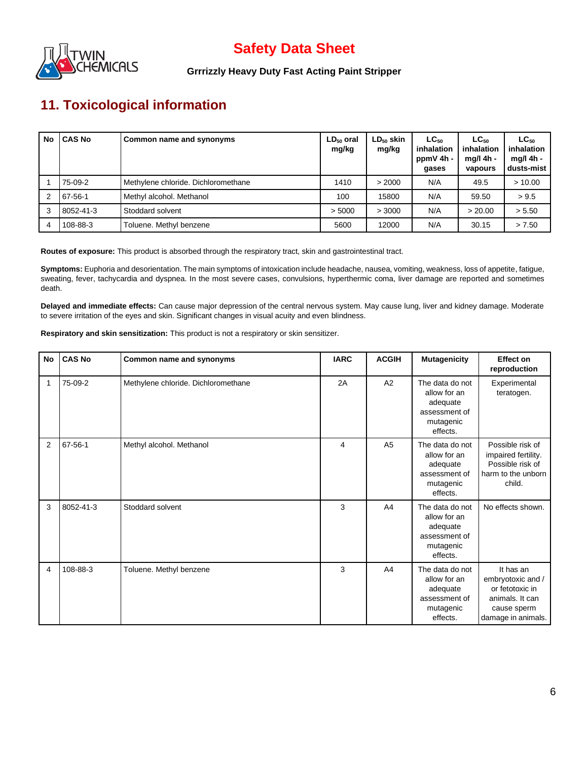## 11. Toxicological information

| No | CAS No | Common name and synonyms | $LD_{50}$ oral mg/kg | $LD_{50}$ skin mg/kg | $LC_{50}$ inhalation ppmV 4h - gases | $LC_{50}$ inhalation mg/l 4h - vapours | $LC_{50}$ inhalation mg/l 4h - dusts-mist |
|---|---|---|---|---|---|---|---|
| 1 | 75-09-2 | Methylene chloride. Dichloromethane | 1410 | > 2000 | N/A | 49.5 | > 10.00 |
| 2 | 67-56-1 | Methyl alcohol. Methanol | 100 | 15800 | N/A | 59.50 | > 9.5 |
| 3 | 8052-41-3 | Stoddard solvent | > 5000 | > 3000 | N/A | > 20.00 | > 5.50 |
| 4 | 108-88-3 | Toluene. Methyl benzene | 5600 | 12000 | N/A | 30.15 | > 7.50 |

**Routes of exposure:** This product is absorbed through the respiratory tract, skin and gastrointestinal tract.

**Symptoms:** Euphoria and desorientation. The main symptoms of intoxication include headache, nausea, vomiting, weakness, loss of appetite, fatigue, sweating, fever, tachycardia and dyspnea. In the most severe cases, convulsions, hyperthermic coma, liver damage are reported and sometimes death.

**Delayed and immediate effects:** Can cause major depression of the central nervous system. May cause lung, liver and kidney damage. Moderate to severe irritation of the eyes and skin. Significant changes in visual acuity and even blindness.

**Respiratory and skin sensitization:** This product is not a respiratory or skin sensitizer.

| No | CAS No | Common name and synonyms | IARC | ACGIH | Mutagenicity | Effect on reproduction |
|---|---|---|---|---|---|---|
| 1 | 75-09-2 | Methylene chloride. Dichloromethane | 2A | A2 | The data do not allow for an adequate assessment of mutagenic effects. | Experimental teratogen. |
| 2 | 67-56-1 | Methyl alcohol. Methanol | 4 | A5 | The data do not allow for an adequate assessment of mutagenic effects. | Possible risk of impaired fertility. Possible risk of harm to the unborn child. |
| 3 | 8052-41-3 | Stoddard solvent | 3 | A4 | The data do not allow for an adequate assessment of mutagenic effects. | No effects shown. |
| 4 | 108-88-3 | Toluene. Methyl benzene | 3 | A4 | The data do not allow for an adequate assessment of mutagenic effects. | It has an embryotoxic and / or fetotoxic in animals. It can cause sperm damage in animals. |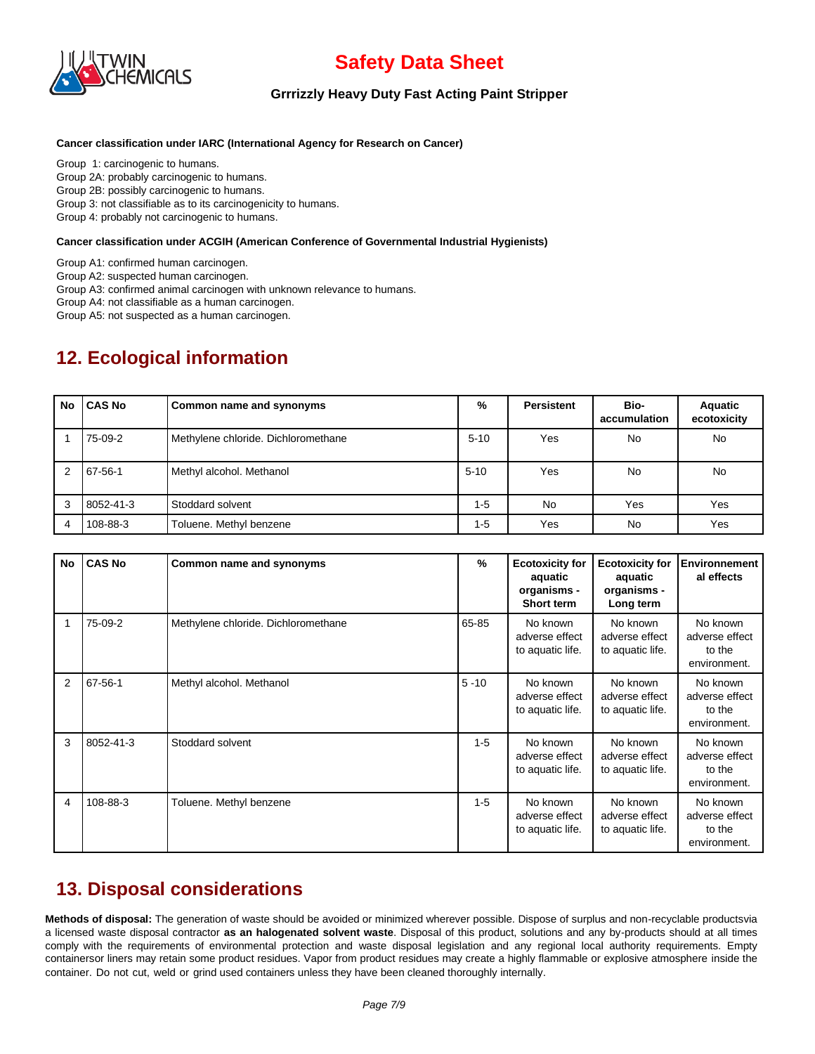**Cancer classification under IARC (International Agency for Research on Cancer)**

Group 1: carcinogenic to humans.
Group 2A: probably carcinogenic to humans.
Group 2B: possibly carcinogenic to humans.
Group 3: not classifiable as to its carcinogenicity to humans.
Group 4: probably not carcinogenic to humans.

**Cancer classification under ACGIH (American Conference of Governmental Industrial Hygienists)**

Group A1: confirmed human carcinogen.
Group A2: suspected human carcinogen.
Group A3: confirmed animal carcinogen with unknown relevance to humans.
Group A4: not classifiable as a human carcinogen.
Group A5: not suspected as a human carcinogen.

## 12. Ecological information

| No | CAS No | Common name and synonyms | % | Persistent | Bio-accumulation | Aquatic ecotoxicity |
|---|---|---|---|---|---|---|
| 1 | 75-09-2 | Methylene chloride. Dichloromethane | 5-10 | Yes | No | No |
| 2 | 67-56-1 | Methyl alcohol. Methanol | 5-10 | Yes | No | No |
| 3 | 8052-41-3 | Stoddard solvent | 1-5 | No | Yes | Yes |
| 4 | 108-88-3 | Toluene. Methyl benzene | 1-5 | Yes | No | Yes |

| No | CAS No | Common name and synonyms | % | Ecotoxicity for aquatic organisms - Short term | Ecotoxicity for aquatic organisms - Long term | Environnemental effects |
|---|---|---|---|---|---|---|
| 1 | 75-09-2 | Methylene chloride. Dichloromethane | 65-85 | No known adverse effect to aquatic life. | No known adverse effect to aquatic life. | No known adverse effect to the environment. |
| 2 | 67-56-1 | Methyl alcohol. Methanol | 5 -10 | No known adverse effect to aquatic life. | No known adverse effect to aquatic life. | No known adverse effect to the environment. |
| 3 | 8052-41-3 | Stoddard solvent | 1-5 | No known adverse effect to aquatic life. | No known adverse effect to aquatic life. | No known adverse effect to the environment. |
| 4 | 108-88-3 | Toluene. Methyl benzene | 1-5 | No known adverse effect to aquatic life. | No known adverse effect to aquatic life. | No known adverse effect to the environment. |

## 13. Disposal considerations

**Methods of disposal:** The generation of waste should be avoided or minimized wherever possible. Dispose of surplus and non-recyclable productsvia a licensed waste disposal contractor **as an halogenated solvent waste**. Disposal of this product, solutions and any by-products should at all times comply with the requirements of environmental protection and waste disposal legislation and any regional local authority requirements. Empty containersor liners may retain some product residues. Vapor from product residues may create a highly flammable or explosive atmosphere inside the container. Do not cut, weld or grind used containers unless they have been cleaned thoroughly internally.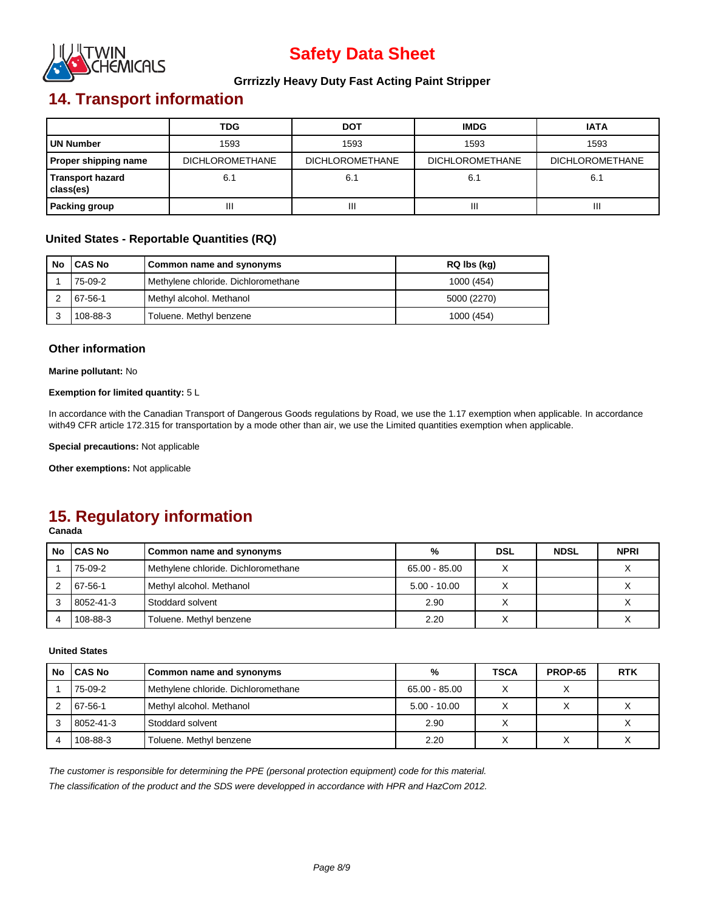# Safety Data Sheet

**Grrrizzly Heavy Duty Fast Acting Paint Stripper**

## 14. Transport information

| | TDG | DOT | IMDG | IATA |
|---|---|---|---|---|
| **UN Number** | 1593 | 1593 | 1593 | 1593 |
| **Proper shipping name** | DICHLOROMETHANE | DICHLOROMETHANE | DICHLOROMETHANE | DICHLOROMETHANE |
| **Transport hazard class(es)** | 6.1 | 6.1 | 6.1 | 6.1 |
| **Packing group** | III | III | III | III |

### United States - Reportable Quantities (RQ)

| No | CAS No | Common name and synonyms | RQ lbs (kg) |
|---|---|---|---|
| 1 | 75-09-2 | Methylene chloride. Dichloromethane | 1000 (454) |
| 2 | 67-56-1 | Methyl alcohol. Methanol | 5000 (2270) |
| 3 | 108-88-3 | Toluene. Methyl benzene | 1000 (454) |

### Other information

**Marine pollutant:** No

**Exemption for limited quantity:** 5 L

In accordance with the Canadian Transport of Dangerous Goods regulations by Road, we use the 1.17 exemption when applicable. In accordance with49 CFR article 172.315 for transportation by a mode other than air, we use the Limited quantities exemption when applicable.

**Special precautions:** Not applicable

**Other exemptions:** Not applicable

## 15. Regulatory information

**Canada**

| No | CAS No | Common name and synonyms | % | DSL | NDSL | NPRI |
|---|---|---|---|---|---|---|
| 1 | 75-09-2 | Methylene chloride. Dichloromethane | 65.00 - 85.00 | X | | X |
| 2 | 67-56-1 | Methyl alcohol. Methanol | 5.00 - 10.00 | X | | X |
| 3 | 8052-41-3 | Stoddard solvent | 2.90 | X | | X |
| 4 | 108-88-3 | Toluene. Methyl benzene | 2.20 | X | | X |

**United States**

| No | CAS No | Common name and synonyms | % | TSCA | PROP-65 | RTK |
|---|---|---|---|---|---|---|
| 1 | 75-09-2 | Methylene chloride. Dichloromethane | 65.00 - 85.00 | X | X | |
| 2 | 67-56-1 | Methyl alcohol. Methanol | 5.00 - 10.00 | X | X | X |
| 3 | 8052-41-3 | Stoddard solvent | 2.90 | X | | X |
| 4 | 108-88-3 | Toluene. Methyl benzene | 2.20 | X | X | X |

*The customer is responsible for determining the PPE (personal protection equipment) code for this material.*

*The classification of the product and the SDS were developped in accordance with HPR and HazCom 2012.*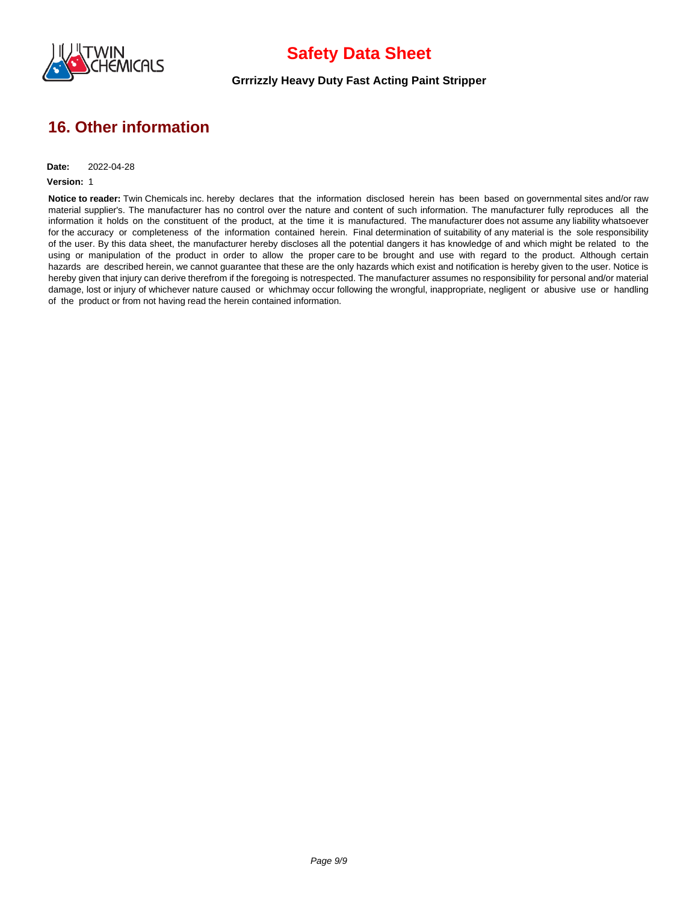## 16. Other information

**Date:** 2022-04-28

**Version:** 1

**Notice to reader:** Twin Chemicals inc. hereby declares that the information disclosed herein has been based on governmental sites and/or raw material supplier's. The manufacturer has no control over the nature and content of such information. The manufacturer fully reproduces all the information it holds on the constituent of the product, at the time it is manufactured. The manufacturer does not assume any liability whatsoever for the accuracy or completeness of the information contained herein. Final determination of suitability of any material is the sole responsibility of the user. By this data sheet, the manufacturer hereby discloses all the potential dangers it has knowledge of and which might be related to the using or manipulation of the product in order to allow the proper care to be brought and use with regard to the product. Although certain hazards are described herein, we cannot guarantee that these are the only hazards which exist and notification is hereby given to the user. Notice is hereby given that injury can derive therefrom if the foregoing is notrespected. The manufacturer assumes no responsibility for personal and/or material damage, lost or injury of whichever nature caused or whichmay occur following the wrongful, inappropriate, negligent or abusive use or handling of the product or from not having read the herein contained information.